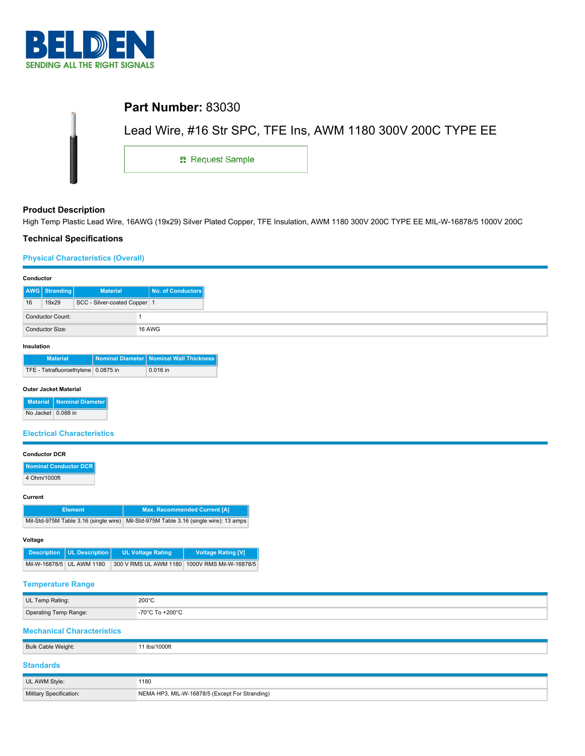# BELDEN

SENDING ALL THE RIGHT SIGNALS

## Part Number: 83030

Lead Wire, #16 Str SPC, TFE Ins, AWM 1180 300V 200C TYPE EE

Request Sample

### Product Description

High Temp Plastic Lead Wire, 16AWG (19x29) Silver Plated Copper, TFE Insulation, AWM 1180 300V 200C TYPE EE MIL-W-16878/5 1000V 200C

### Technical Specifications

#### Physical Characteristics (Overall)

**Conductor**

| AWG | Stranding | Material | No. of Conductors |
|---|---|---|---|
| 16 | 19x29 | SCC - Silver-coated Copper | 1 |

| | |
|---|---|
| Conductor Count: | 1 |
| Conductor Size: | 16 AWG |

**Insulation**

| Material | Nominal Diameter | Nominal Wall Thickness |
|---|---|---|
| TFE - Tetrafluoroethylene | 0.0875 in | 0.016 in |

**Outer Jacket Material**

| Material | Nominal Diameter |
|---|---|
| No Jacket | 0.088 in |

#### Electrical Characteristics

**Conductor DCR**

| Nominal Conductor DCR |
|---|
| 4 Ohm/1000ft |

**Current**

| Element | Max. Recommended Current [A] |
|---|---|
| Mil-Std-975M Table 3.16 (single wire) | Mil-Std-975M Table 3.16 (single wire): 13 amps |

**Voltage**

| Description | UL Description | UL Voltage Rating | Voltage Rating [V] |
|---|---|---|---|
| Mil-W-16878/5 | UL AWM 1180 | 300 V RMS UL AWM 1180 | 1000V RMS Mil-W-16878/5 |

#### Temperature Range

| | |
|---|---|
| UL Temp Rating: | 200°C |
| Operating Temp Range: | -70°C To +200°C |

#### Mechanical Characteristics

| | |
|---|---|
| Bulk Cable Weight: | 11 lbs/1000ft |

#### Standards

| | |
|---|---|
| UL AWM Style: | 1180 |
| Military Specification: | NEMA HP3, MIL-W-16878/5 (Except For Stranding) |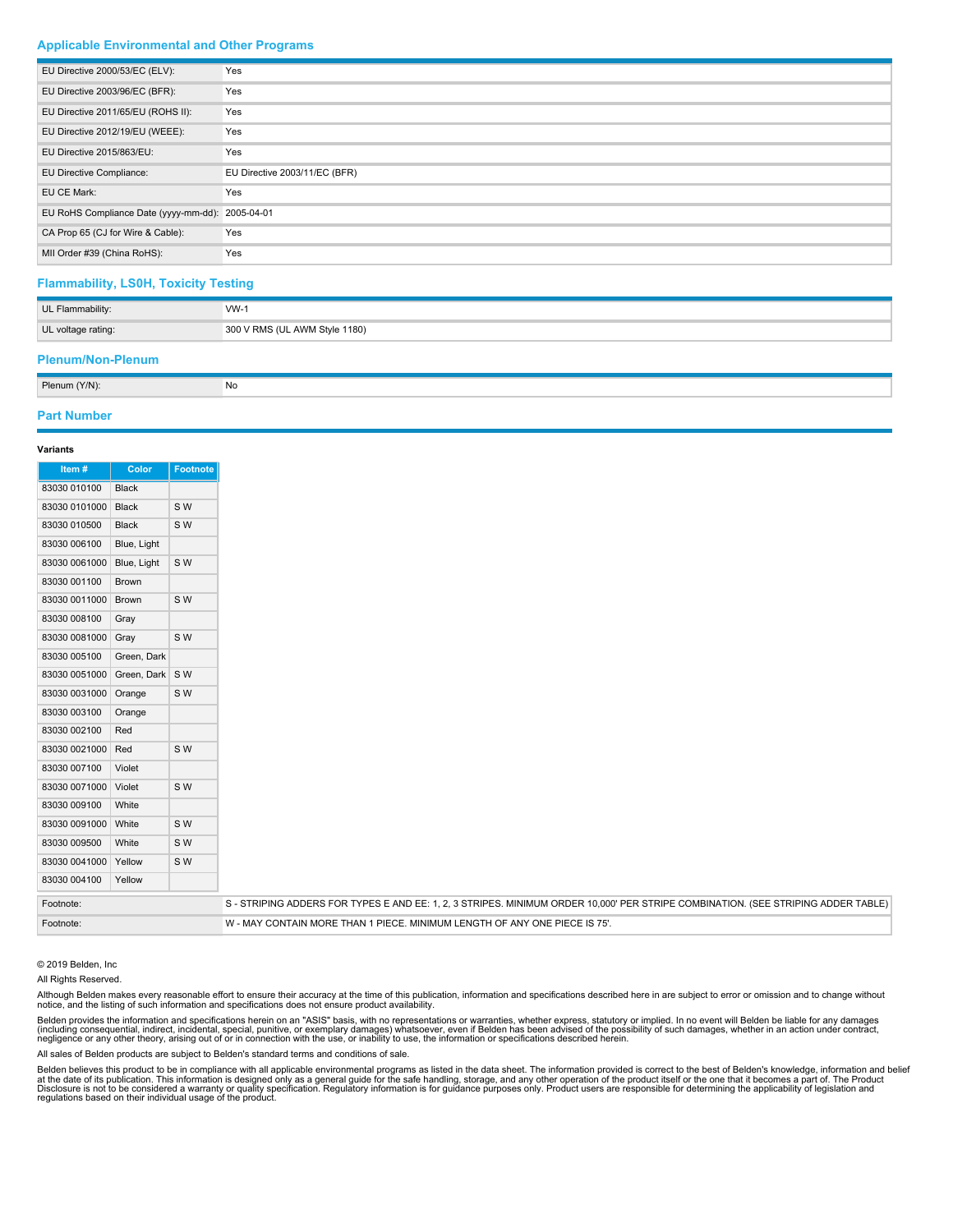## Applicable Environmental and Other Programs

| | |
|---|---|
| EU Directive 2000/53/EC (ELV): | Yes |
| EU Directive 2003/96/EC (BFR): | Yes |
| EU Directive 2011/65/EU (ROHS II): | Yes |
| EU Directive 2012/19/EU (WEEE): | Yes |
| EU Directive 2015/863/EU: | Yes |
| EU Directive Compliance: | EU Directive 2003/11/EC (BFR) |
| EU CE Mark: | Yes |
| EU RoHS Compliance Date (yyyy-mm-dd): | 2005-04-01 |
| CA Prop 65 (CJ for Wire & Cable): | Yes |
| MII Order #39 (China RoHS): | Yes |

## Flammability, LS0H, Toxicity Testing

| | |
|---|---|
| UL Flammability: | VW-1 |
| UL voltage rating: | 300 V RMS (UL AWM Style 1180) |

## Plenum/Non-Plenum

| | |
|---|---|
| Plenum (Y/N): | No |

## Part Number

**Variants**

| Item # | Color | Footnote |
|---|---|---|
| 83030 010100 | Black | |
| 83030 0101000 | Black | S W |
| 83030 010500 | Black | S W |
| 83030 006100 | Blue, Light | |
| 83030 0061000 | Blue, Light | S W |
| 83030 001100 | Brown | |
| 83030 0011000 | Brown | S W |
| 83030 008100 | Gray | |
| 83030 0081000 | Gray | S W |
| 83030 005100 | Green, Dark | |
| 83030 0051000 | Green, Dark | S W |
| 83030 0031000 | Orange | S W |
| 83030 003100 | Orange | |
| 83030 002100 | Red | |
| 83030 0021000 | Red | S W |
| 83030 007100 | Violet | |
| 83030 0071000 | Violet | S W |
| 83030 009100 | White | |
| 83030 0091000 | White | S W |
| 83030 009500 | White | S W |
| 83030 0041000 | Yellow | S W |
| 83030 004100 | Yellow | |

| | |
|---|---|
| Footnote: | S - STRIPING ADDERS FOR TYPES E AND EE: 1, 2, 3 STRIPES. MINIMUM ORDER 10,000' PER STRIPE COMBINATION. (SEE STRIPING ADDER TABLE) |
| Footnote: | W - MAY CONTAIN MORE THAN 1 PIECE. MINIMUM LENGTH OF ANY ONE PIECE IS 75'. |

© 2019 Belden, Inc

All Rights Reserved.

Although Belden makes every reasonable effort to ensure their accuracy at the time of this publication, information and specifications described here in are subject to error or omission and to change without notice, and the listing of such information and specifications does not ensure product availability.

Belden provides the information and specifications herein on an "ASIS" basis, with no representations or warranties, whether express, statutory or implied. In no event will Belden be liable for any damages (including consequential, indirect, incidental, special, punitive, or exemplary damages) whatsoever, even if Belden has been advised of the possibility of such damages, whether in an action under contract, negligence or any other theory, arising out of or in connection with the use, or inability to use, the information or specifications described herein.

All sales of Belden products are subject to Belden's standard terms and conditions of sale.

Belden believes this product to be in compliance with all applicable environmental programs as listed in the data sheet. The information provided is correct to the best of Belden's knowledge, information and belief at the date of its publication. This information is designed only as a general guide for the safe handling, storage, and any other operation of the product itself or the one that it becomes a part of. The Product Disclosure is not to be considered a warranty or quality specification. Regulatory information is for guidance purposes only. Product users are responsible for determining the applicability of legislation and regulations based on their individual usage of the product.